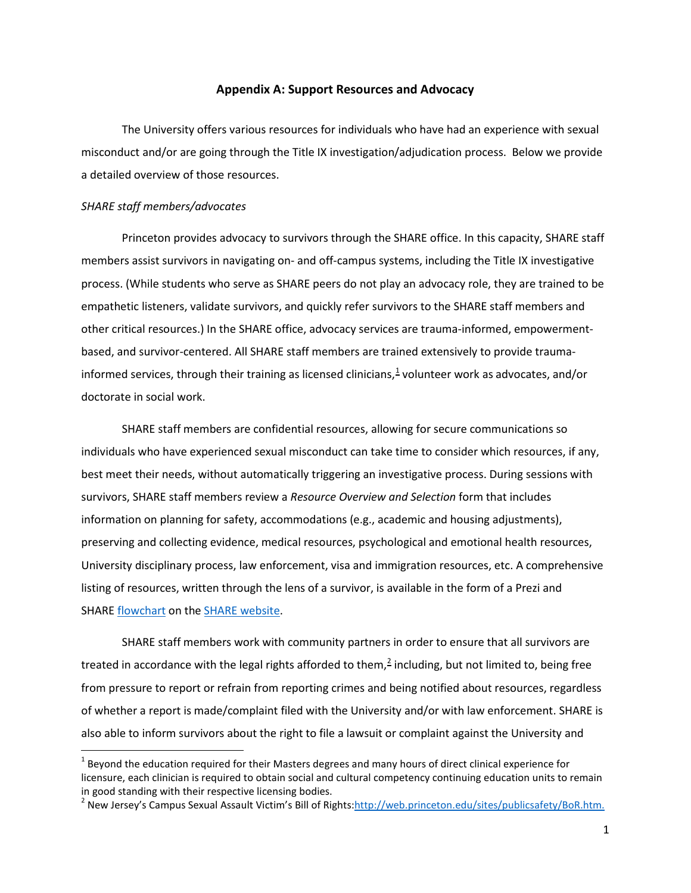## Appendix A: Support Resources and Advocacy

The University offers various resources for individuals who have had an experience with sexual misconduct and/or are going through the Title IX investigation/adjudication process. Below we provide a detailed overview of those resources.

*SHARE staff members/advocates*

Princeton provides advocacy to survivors through the SHARE office. In this capacity, SHARE staff members assist survivors in navigating on- and off-campus systems, including the Title IX investigative process. (While students who serve as SHARE peers do not play an advocacy role, they are trained to be empathetic listeners, validate survivors, and quickly refer survivors to the SHARE staff members and other critical resources.) In the SHARE office, advocacy services are trauma-informed, empowerment-based, and survivor-centered. All SHARE staff members are trained extensively to provide trauma-informed services, through their training as licensed clinicians,[1] volunteer work as advocates, and/or doctorate in social work.

SHARE staff members are confidential resources, allowing for secure communications so individuals who have experienced sexual misconduct can take time to consider which resources, if any, best meet their needs, without automatically triggering an investigative process. During sessions with survivors, SHARE staff members review a *Resource Overview and Selection* form that includes information on planning for safety, accommodations (e.g., academic and housing adjustments), preserving and collecting evidence, medical resources, psychological and emotional health resources, University disciplinary process, law enforcement, visa and immigration resources, etc. A comprehensive listing of resources, written through the lens of a survivor, is available in the form of a Prezi and SHARE flowchart on the SHARE website.

SHARE staff members work with community partners in order to ensure that all survivors are treated in accordance with the legal rights afforded to them,[2] including, but not limited to, being free from pressure to report or refrain from reporting crimes and being notified about resources, regardless of whether a report is made/complaint filed with the University and/or with law enforcement. SHARE is also able to inform survivors about the right to file a lawsuit or complaint against the University and

---

[1] Beyond the education required for their Masters degrees and many hours of direct clinical experience for licensure, each clinician is required to obtain social and cultural competency continuing education units to remain in good standing with their respective licensing bodies.

[2] New Jersey's Campus Sexual Assault Victim's Bill of Rights: http://web.princeton.edu/sites/publicsafety/BoR.htm.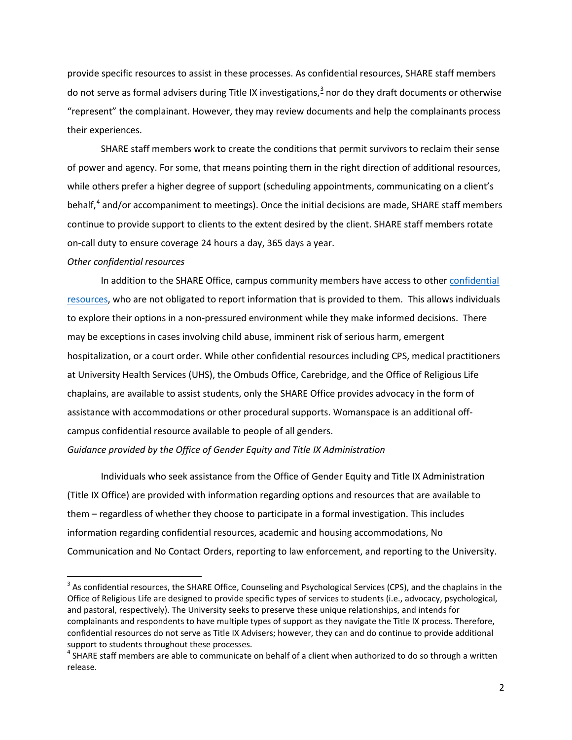provide specific resources to assist in these processes. As confidential resources, SHARE staff members do not serve as formal advisers during Title IX investigations,[3] nor do they draft documents or otherwise "represent" the complainant. However, they may review documents and help the complainants process their experiences.

SHARE staff members work to create the conditions that permit survivors to reclaim their sense of power and agency. For some, that means pointing them in the right direction of additional resources, while others prefer a higher degree of support (scheduling appointments, communicating on a client's behalf,[4] and/or accompaniment to meetings). Once the initial decisions are made, SHARE staff members continue to provide support to clients to the extent desired by the client. SHARE staff members rotate on-call duty to ensure coverage 24 hours a day, 365 days a year.

*Other confidential resources*

In addition to the SHARE Office, campus community members have access to other confidential resources, who are not obligated to report information that is provided to them. This allows individuals to explore their options in a non-pressured environment while they make informed decisions. There may be exceptions in cases involving child abuse, imminent risk of serious harm, emergent hospitalization, or a court order. While other confidential resources including CPS, medical practitioners at University Health Services (UHS), the Ombuds Office, Carebridge, and the Office of Religious Life chaplains, are available to assist students, only the SHARE Office provides advocacy in the form of assistance with accommodations or other procedural supports. Womanspace is an additional off-campus confidential resource available to people of all genders.

*Guidance provided by the Office of Gender Equity and Title IX Administration*

Individuals who seek assistance from the Office of Gender Equity and Title IX Administration (Title IX Office) are provided with information regarding options and resources that are available to them – regardless of whether they choose to participate in a formal investigation. This includes information regarding confidential resources, academic and housing accommodations, No Communication and No Contact Orders, reporting to law enforcement, and reporting to the University.

---

[3] As confidential resources, the SHARE Office, Counseling and Psychological Services (CPS), and the chaplains in the Office of Religious Life are designed to provide specific types of services to students (i.e., advocacy, psychological, and pastoral, respectively). The University seeks to preserve these unique relationships, and intends for complainants and respondents to have multiple types of support as they navigate the Title IX process. Therefore, confidential resources do not serve as Title IX Advisers; however, they can and do continue to provide additional support to students throughout these processes.

[4] SHARE staff members are able to communicate on behalf of a client when authorized to do so through a written release.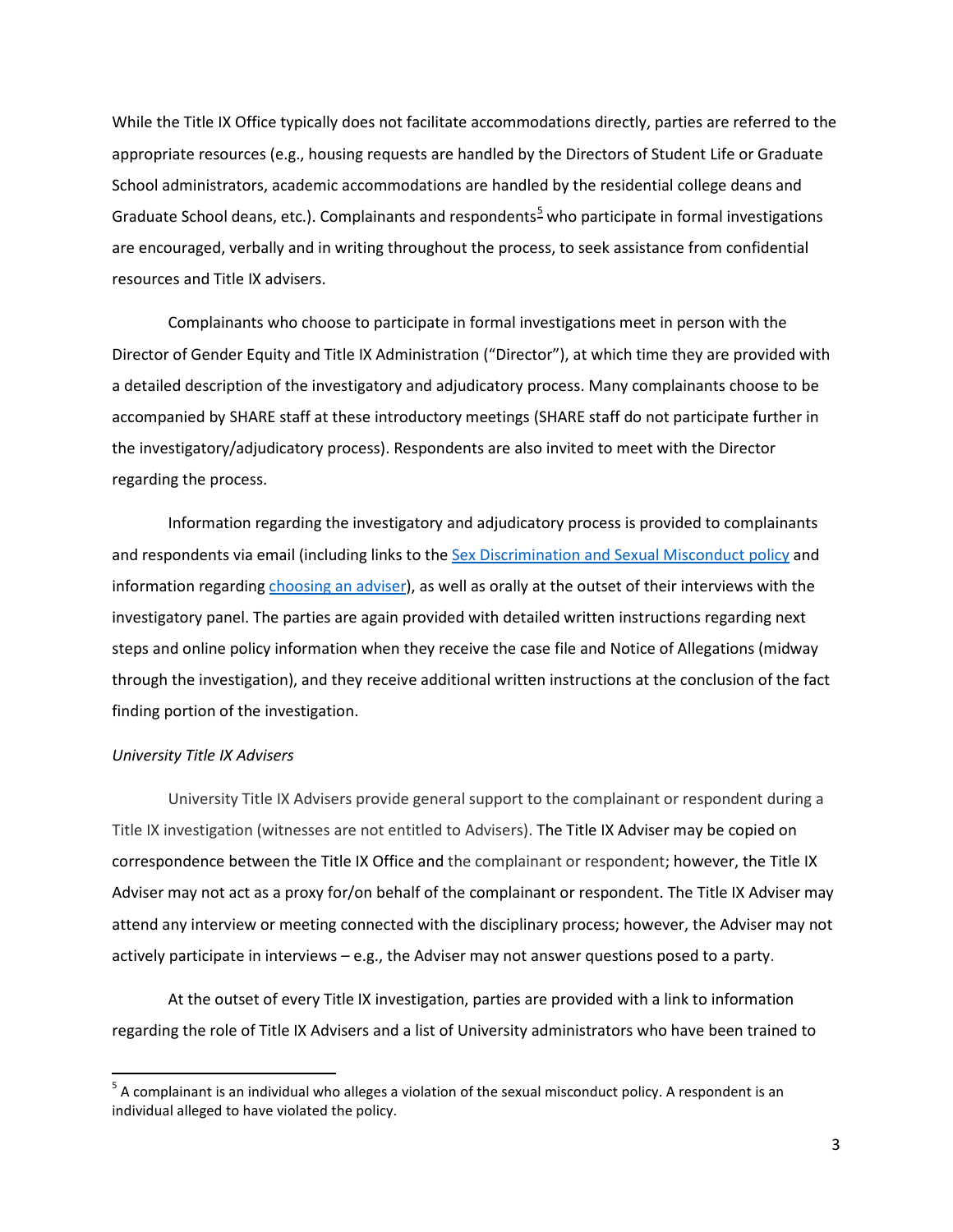While the Title IX Office typically does not facilitate accommodations directly, parties are referred to the appropriate resources (e.g., housing requests are handled by the Directors of Student Life or Graduate School administrators, academic accommodations are handled by the residential college deans and Graduate School deans, etc.). Complainants and respondents[5] who participate in formal investigations are encouraged, verbally and in writing throughout the process, to seek assistance from confidential resources and Title IX advisers.

Complainants who choose to participate in formal investigations meet in person with the Director of Gender Equity and Title IX Administration ("Director"), at which time they are provided with a detailed description of the investigatory and adjudicatory process. Many complainants choose to be accompanied by SHARE staff at these introductory meetings (SHARE staff do not participate further in the investigatory/adjudicatory process). Respondents are also invited to meet with the Director regarding the process.

Information regarding the investigatory and adjudicatory process is provided to complainants and respondents via email (including links to the Sex Discrimination and Sexual Misconduct policy and information regarding choosing an adviser), as well as orally at the outset of their interviews with the investigatory panel. The parties are again provided with detailed written instructions regarding next steps and online policy information when they receive the case file and Notice of Allegations (midway through the investigation), and they receive additional written instructions at the conclusion of the fact finding portion of the investigation.

*University Title IX Advisers*

University Title IX Advisers provide general support to the complainant or respondent during a Title IX investigation (witnesses are not entitled to Advisers). The Title IX Adviser may be copied on correspondence between the Title IX Office and the complainant or respondent; however, the Title IX Adviser may not act as a proxy for/on behalf of the complainant or respondent. The Title IX Adviser may attend any interview or meeting connected with the disciplinary process; however, the Adviser may not actively participate in interviews – e.g., the Adviser may not answer questions posed to a party.

At the outset of every Title IX investigation, parties are provided with a link to information regarding the role of Title IX Advisers and a list of University administrators who have been trained to

---

[5] A complainant is an individual who alleges a violation of the sexual misconduct policy. A respondent is an individual alleged to have violated the policy.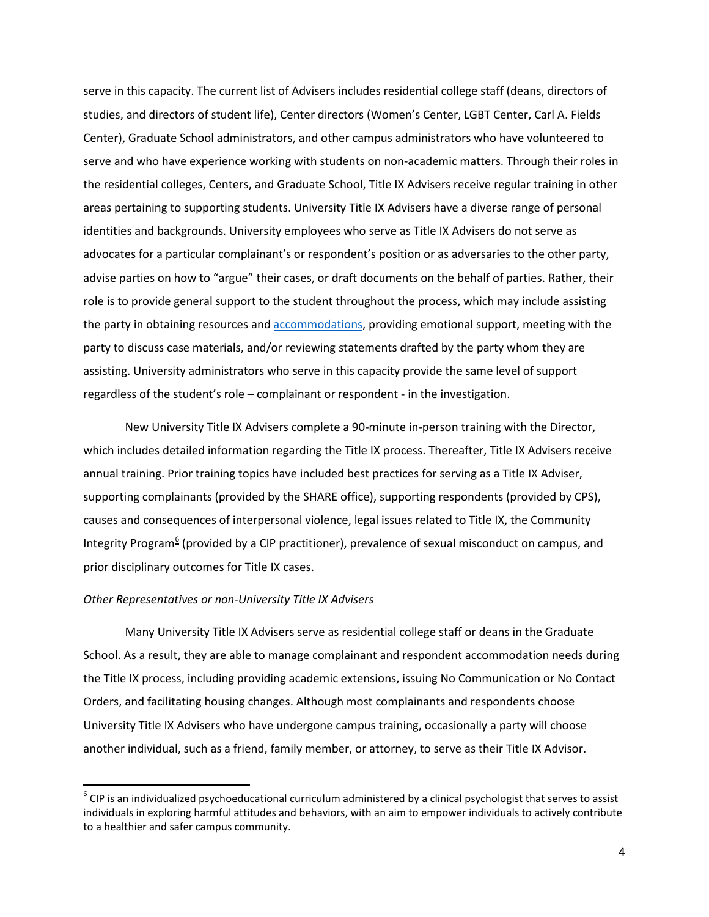serve in this capacity. The current list of Advisers includes residential college staff (deans, directors of studies, and directors of student life), Center directors (Women's Center, LGBT Center, Carl A. Fields Center), Graduate School administrators, and other campus administrators who have volunteered to serve and who have experience working with students on non-academic matters. Through their roles in the residential colleges, Centers, and Graduate School, Title IX Advisers receive regular training in other areas pertaining to supporting students. University Title IX Advisers have a diverse range of personal identities and backgrounds. University employees who serve as Title IX Advisers do not serve as advocates for a particular complainant's or respondent's position or as adversaries to the other party, advise parties on how to "argue" their cases, or draft documents on the behalf of parties. Rather, their role is to provide general support to the student throughout the process, which may include assisting the party in obtaining resources and accommodations, providing emotional support, meeting with the party to discuss case materials, and/or reviewing statements drafted by the party whom they are assisting. University administrators who serve in this capacity provide the same level of support regardless of the student's role – complainant or respondent - in the investigation.

New University Title IX Advisers complete a 90-minute in-person training with the Director, which includes detailed information regarding the Title IX process. Thereafter, Title IX Advisers receive annual training. Prior training topics have included best practices for serving as a Title IX Adviser, supporting complainants (provided by the SHARE office), supporting respondents (provided by CPS), causes and consequences of interpersonal violence, legal issues related to Title IX, the Community Integrity Program[6] (provided by a CIP practitioner), prevalence of sexual misconduct on campus, and prior disciplinary outcomes for Title IX cases.

*Other Representatives or non-University Title IX Advisers*

Many University Title IX Advisers serve as residential college staff or deans in the Graduate School. As a result, they are able to manage complainant and respondent accommodation needs during the Title IX process, including providing academic extensions, issuing No Communication or No Contact Orders, and facilitating housing changes. Although most complainants and respondents choose University Title IX Advisers who have undergone campus training, occasionally a party will choose another individual, such as a friend, family member, or attorney, to serve as their Title IX Advisor.

[6] CIP is an individualized psychoeducational curriculum administered by a clinical psychologist that serves to assist individuals in exploring harmful attitudes and behaviors, with an aim to empower individuals to actively contribute to a healthier and safer campus community.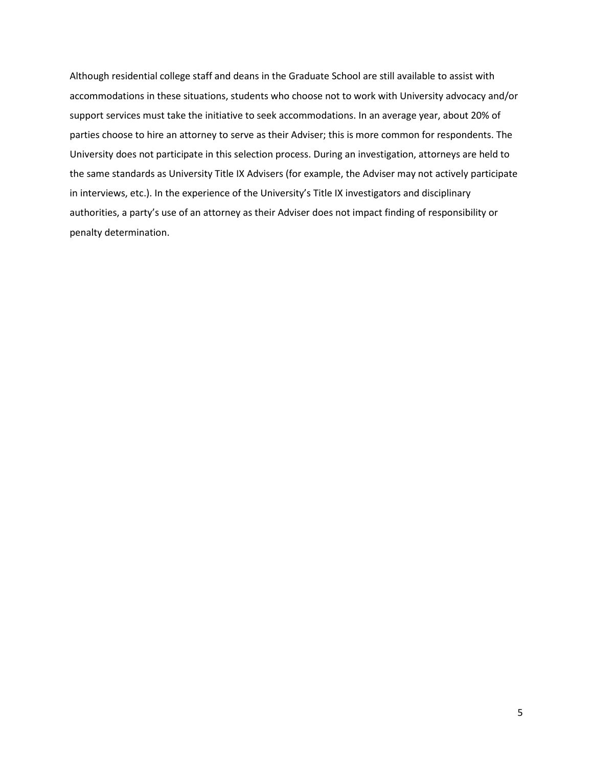Although residential college staff and deans in the Graduate School are still available to assist with accommodations in these situations, students who choose not to work with University advocacy and/or support services must take the initiative to seek accommodations. In an average year, about 20% of parties choose to hire an attorney to serve as their Adviser; this is more common for respondents. The University does not participate in this selection process. During an investigation, attorneys are held to the same standards as University Title IX Advisers (for example, the Adviser may not actively participate in interviews, etc.). In the experience of the University's Title IX investigators and disciplinary authorities, a party's use of an attorney as their Adviser does not impact finding of responsibility or penalty determination.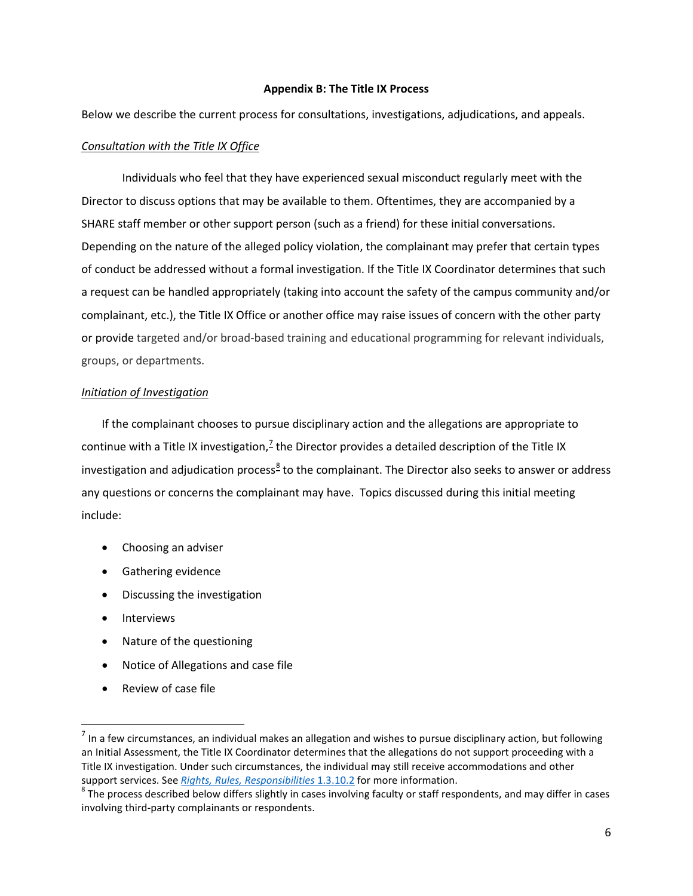**Appendix B: The Title IX Process**

Below we describe the current process for consultations, investigations, adjudications, and appeals.

*Consultation with the Title IX Office*

Individuals who feel that they have experienced sexual misconduct regularly meet with the Director to discuss options that may be available to them. Oftentimes, they are accompanied by a SHARE staff member or other support person (such as a friend) for these initial conversations. Depending on the nature of the alleged policy violation, the complainant may prefer that certain types of conduct be addressed without a formal investigation. If the Title IX Coordinator determines that such a request can be handled appropriately (taking into account the safety of the campus community and/or complainant, etc.), the Title IX Office or another office may raise issues of concern with the other party or provide targeted and/or broad-based training and educational programming for relevant individuals, groups, or departments.

*Initiation of Investigation*

If the complainant chooses to pursue disciplinary action and the allegations are appropriate to continue with a Title IX investigation,[7] the Director provides a detailed description of the Title IX investigation and adjudication process[8] to the complainant. The Director also seeks to answer or address any questions or concerns the complainant may have. Topics discussed during this initial meeting include:

- Choosing an adviser
- Gathering evidence
- Discussing the investigation
- Interviews
- Nature of the questioning
- Notice of Allegations and case file
- Review of case file

[7] In a few circumstances, an individual makes an allegation and wishes to pursue disciplinary action, but following an Initial Assessment, the Title IX Coordinator determines that the allegations do not support proceeding with a Title IX investigation. Under such circumstances, the individual may still receive accommodations and other support services. See *Rights, Rules, Responsibilities* 1.3.10.2 for more information.

[8] The process described below differs slightly in cases involving faculty or staff respondents, and may differ in cases involving third-party complainants or respondents.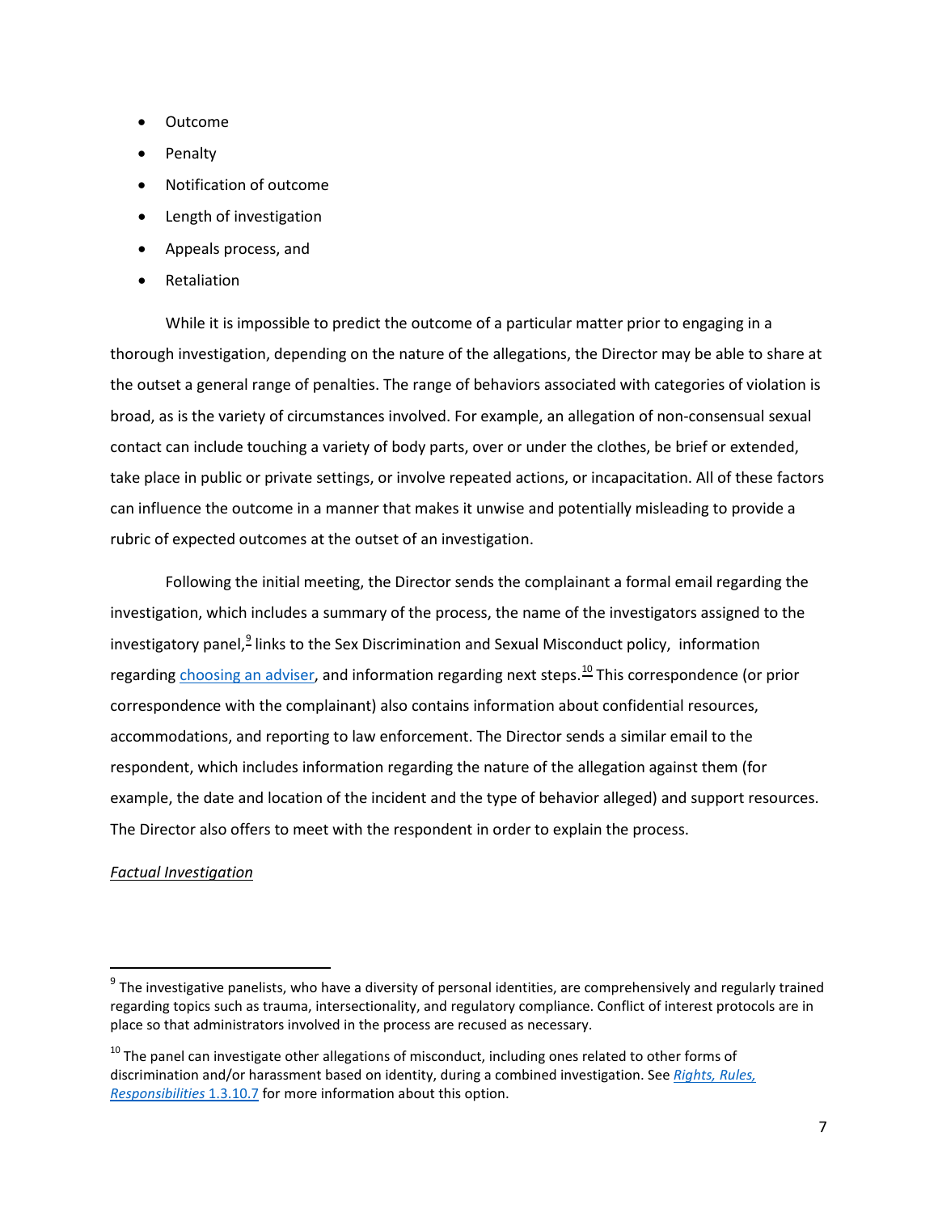- Outcome
- Penalty
- Notification of outcome
- Length of investigation
- Appeals process, and
- Retaliation

While it is impossible to predict the outcome of a particular matter prior to engaging in a thorough investigation, depending on the nature of the allegations, the Director may be able to share at the outset a general range of penalties. The range of behaviors associated with categories of violation is broad, as is the variety of circumstances involved. For example, an allegation of non-consensual sexual contact can include touching a variety of body parts, over or under the clothes, be brief or extended, take place in public or private settings, or involve repeated actions, or incapacitation. All of these factors can influence the outcome in a manner that makes it unwise and potentially misleading to provide a rubric of expected outcomes at the outset of an investigation.

Following the initial meeting, the Director sends the complainant a formal email regarding the investigation, which includes a summary of the process, the name of the investigators assigned to the investigatory panel,[9] links to the Sex Discrimination and Sexual Misconduct policy, information regarding choosing an adviser, and information regarding next steps.[10] This correspondence (or prior correspondence with the complainant) also contains information about confidential resources, accommodations, and reporting to law enforcement. The Director sends a similar email to the respondent, which includes information regarding the nature of the allegation against them (for example, the date and location of the incident and the type of behavior alleged) and support resources. The Director also offers to meet with the respondent in order to explain the process.

*Factual Investigation*

---

[9] The investigative panelists, who have a diversity of personal identities, are comprehensively and regularly trained regarding topics such as trauma, intersectionality, and regulatory compliance. Conflict of interest protocols are in place so that administrators involved in the process are recused as necessary.

[10] The panel can investigate other allegations of misconduct, including ones related to other forms of discrimination and/or harassment based on identity, during a combined investigation. See *Rights, Rules, Responsibilities* 1.3.10.7 for more information about this option.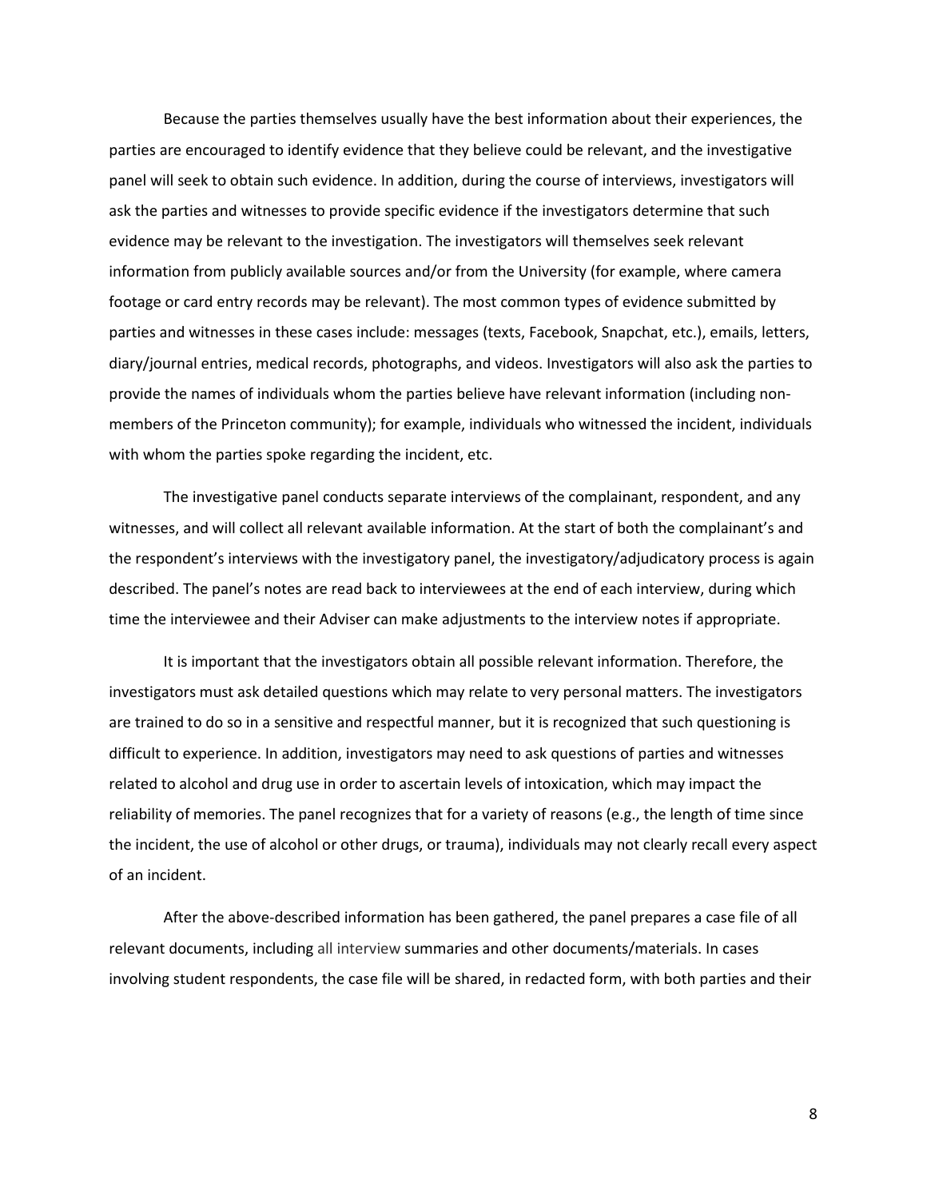Because the parties themselves usually have the best information about their experiences, the parties are encouraged to identify evidence that they believe could be relevant, and the investigative panel will seek to obtain such evidence. In addition, during the course of interviews, investigators will ask the parties and witnesses to provide specific evidence if the investigators determine that such evidence may be relevant to the investigation. The investigators will themselves seek relevant information from publicly available sources and/or from the University (for example, where camera footage or card entry records may be relevant). The most common types of evidence submitted by parties and witnesses in these cases include: messages (texts, Facebook, Snapchat, etc.), emails, letters, diary/journal entries, medical records, photographs, and videos. Investigators will also ask the parties to provide the names of individuals whom the parties believe have relevant information (including non-members of the Princeton community); for example, individuals who witnessed the incident, individuals with whom the parties spoke regarding the incident, etc.

The investigative panel conducts separate interviews of the complainant, respondent, and any witnesses, and will collect all relevant available information. At the start of both the complainant's and the respondent's interviews with the investigatory panel, the investigatory/adjudicatory process is again described. The panel's notes are read back to interviewees at the end of each interview, during which time the interviewee and their Adviser can make adjustments to the interview notes if appropriate.

It is important that the investigators obtain all possible relevant information. Therefore, the investigators must ask detailed questions which may relate to very personal matters. The investigators are trained to do so in a sensitive and respectful manner, but it is recognized that such questioning is difficult to experience. In addition, investigators may need to ask questions of parties and witnesses related to alcohol and drug use in order to ascertain levels of intoxication, which may impact the reliability of memories. The panel recognizes that for a variety of reasons (e.g., the length of time since the incident, the use of alcohol or other drugs, or trauma), individuals may not clearly recall every aspect of an incident.

After the above-described information has been gathered, the panel prepares a case file of all relevant documents, including all interview summaries and other documents/materials. In cases involving student respondents, the case file will be shared, in redacted form, with both parties and their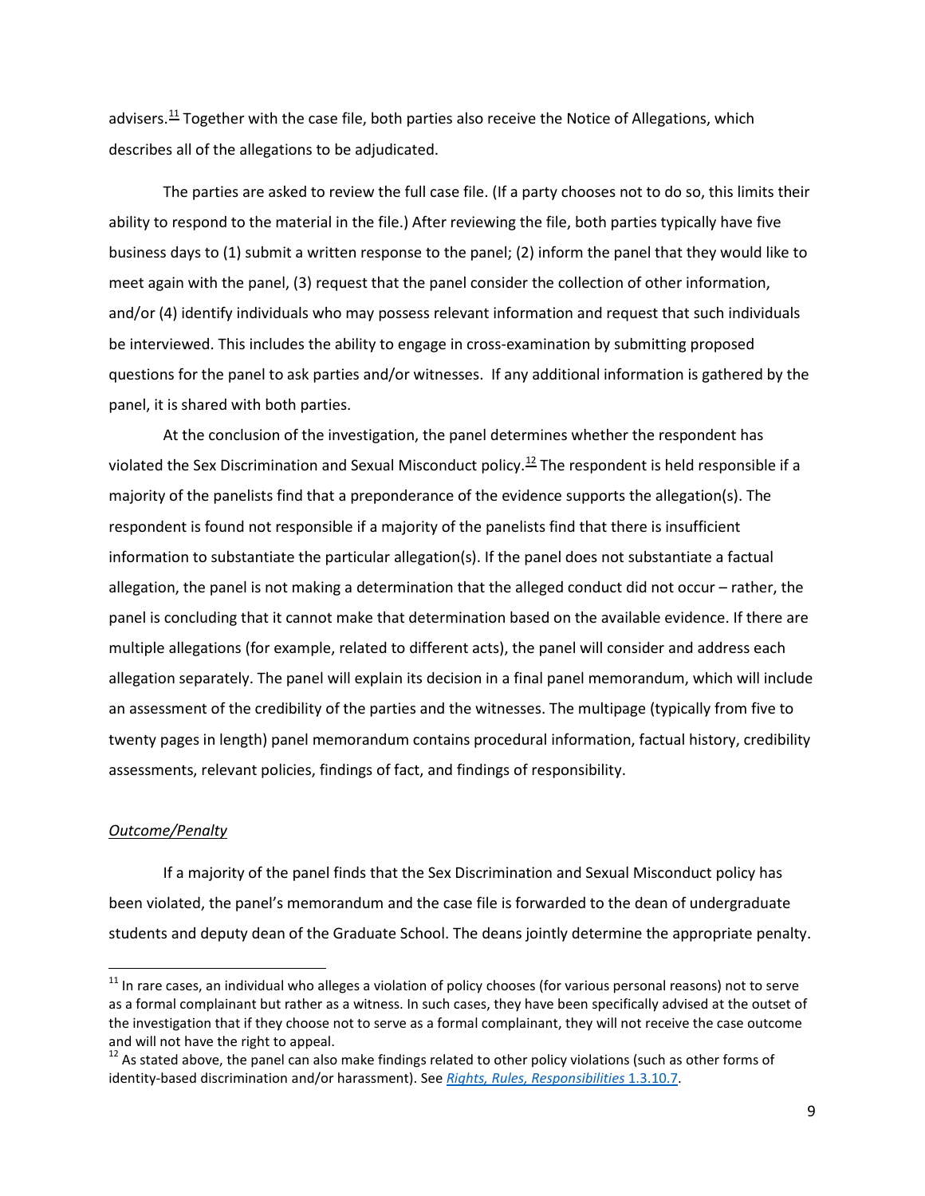advisers.[11] Together with the case file, both parties also receive the Notice of Allegations, which describes all of the allegations to be adjudicated.

The parties are asked to review the full case file. (If a party chooses not to do so, this limits their ability to respond to the material in the file.) After reviewing the file, both parties typically have five business days to (1) submit a written response to the panel; (2) inform the panel that they would like to meet again with the panel, (3) request that the panel consider the collection of other information, and/or (4) identify individuals who may possess relevant information and request that such individuals be interviewed. This includes the ability to engage in cross-examination by submitting proposed questions for the panel to ask parties and/or witnesses. If any additional information is gathered by the panel, it is shared with both parties.

At the conclusion of the investigation, the panel determines whether the respondent has violated the Sex Discrimination and Sexual Misconduct policy.[12] The respondent is held responsible if a majority of the panelists find that a preponderance of the evidence supports the allegation(s). The respondent is found not responsible if a majority of the panelists find that there is insufficient information to substantiate the particular allegation(s). If the panel does not substantiate a factual allegation, the panel is not making a determination that the alleged conduct did not occur – rather, the panel is concluding that it cannot make that determination based on the available evidence. If there are multiple allegations (for example, related to different acts), the panel will consider and address each allegation separately. The panel will explain its decision in a final panel memorandum, which will include an assessment of the credibility of the parties and the witnesses. The multipage (typically from five to twenty pages in length) panel memorandum contains procedural information, factual history, credibility assessments, relevant policies, findings of fact, and findings of responsibility.

*Outcome/Penalty*

If a majority of the panel finds that the Sex Discrimination and Sexual Misconduct policy has been violated, the panel's memorandum and the case file is forwarded to the dean of undergraduate students and deputy dean of the Graduate School. The deans jointly determine the appropriate penalty.

---

[11] In rare cases, an individual who alleges a violation of policy chooses (for various personal reasons) not to serve as a formal complainant but rather as a witness. In such cases, they have been specifically advised at the outset of the investigation that if they choose not to serve as a formal complainant, they will not receive the case outcome and will not have the right to appeal.

[12] As stated above, the panel can also make findings related to other policy violations (such as other forms of identity-based discrimination and/or harassment). See *Rights, Rules, Responsibilities* 1.3.10.7.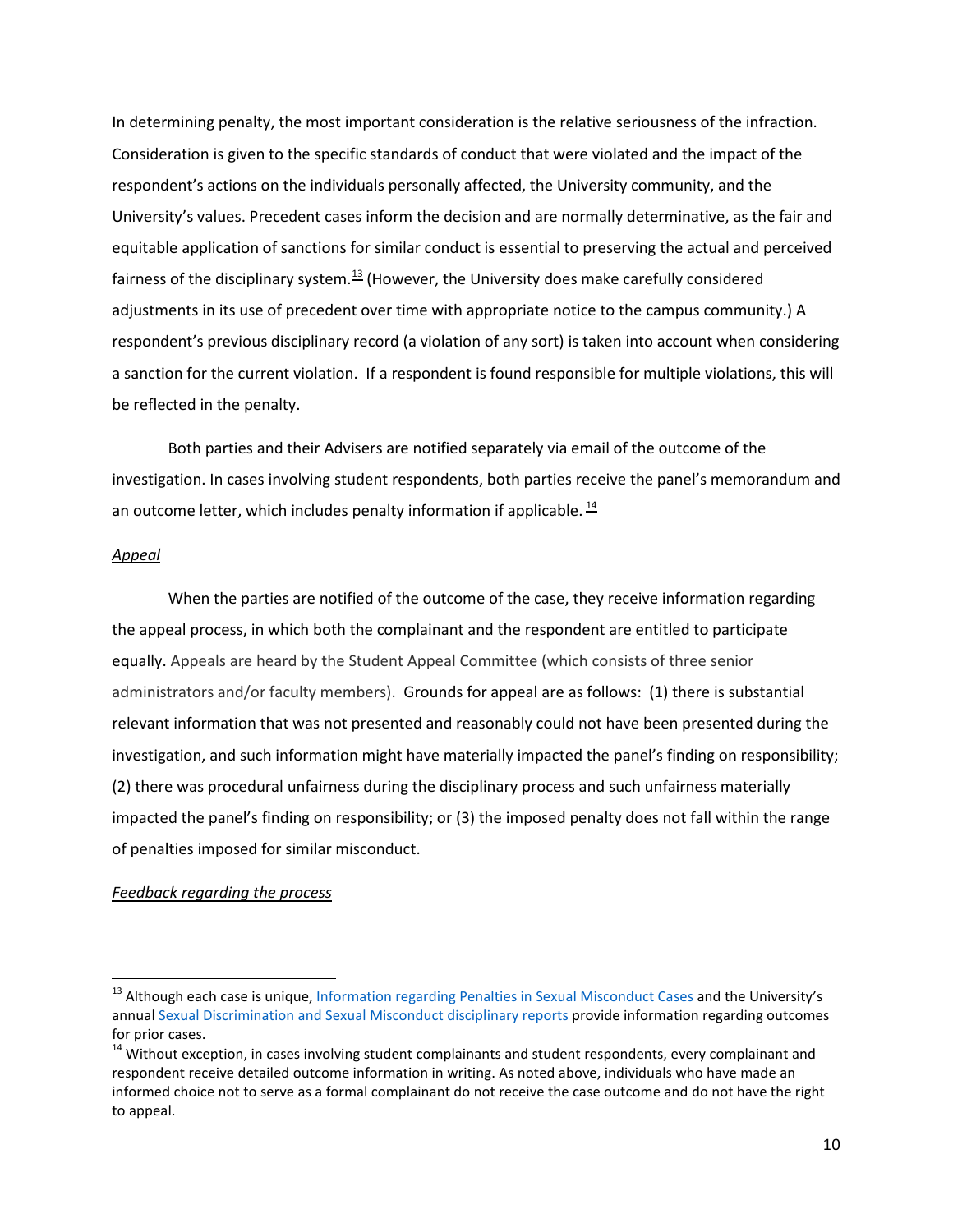In determining penalty, the most important consideration is the relative seriousness of the infraction. Consideration is given to the specific standards of conduct that were violated and the impact of the respondent's actions on the individuals personally affected, the University community, and the University's values. Precedent cases inform the decision and are normally determinative, as the fair and equitable application of sanctions for similar conduct is essential to preserving the actual and perceived fairness of the disciplinary system.[13] (However, the University does make carefully considered adjustments in its use of precedent over time with appropriate notice to the campus community.) A respondent's previous disciplinary record (a violation of any sort) is taken into account when considering a sanction for the current violation. If a respondent is found responsible for multiple violations, this will be reflected in the penalty.

Both parties and their Advisers are notified separately via email of the outcome of the investigation. In cases involving student respondents, both parties receive the panel's memorandum and an outcome letter, which includes penalty information if applicable.[14]

*Appeal*

When the parties are notified of the outcome of the case, they receive information regarding the appeal process, in which both the complainant and the respondent are entitled to participate equally. Appeals are heard by the Student Appeal Committee (which consists of three senior administrators and/or faculty members). Grounds for appeal are as follows: (1) there is substantial relevant information that was not presented and reasonably could not have been presented during the investigation, and such information might have materially impacted the panel's finding on responsibility; (2) there was procedural unfairness during the disciplinary process and such unfairness materially impacted the panel's finding on responsibility; or (3) the imposed penalty does not fall within the range of penalties imposed for similar misconduct.

*Feedback regarding the process*

---

[13] Although each case is unique, Information regarding Penalties in Sexual Misconduct Cases and the University's annual Sexual Discrimination and Sexual Misconduct disciplinary reports provide information regarding outcomes for prior cases.

[14] Without exception, in cases involving student complainants and student respondents, every complainant and respondent receive detailed outcome information in writing. As noted above, individuals who have made an informed choice not to serve as a formal complainant do not receive the case outcome and do not have the right to appeal.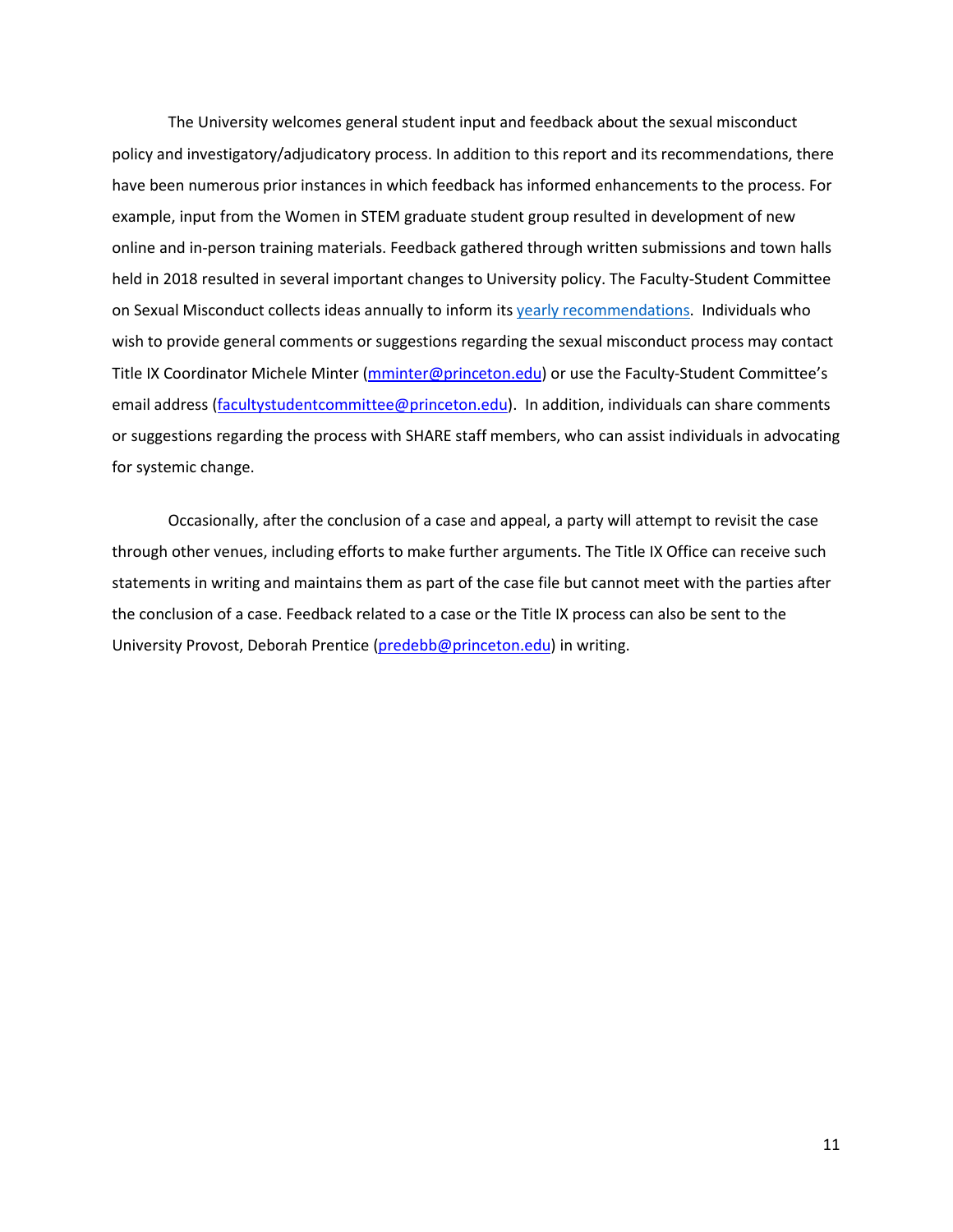The University welcomes general student input and feedback about the sexual misconduct policy and investigatory/adjudicatory process. In addition to this report and its recommendations, there have been numerous prior instances in which feedback has informed enhancements to the process. For example, input from the Women in STEM graduate student group resulted in development of new online and in-person training materials. Feedback gathered through written submissions and town halls held in 2018 resulted in several important changes to University policy. The Faculty-Student Committee on Sexual Misconduct collects ideas annually to inform its yearly recommendations. Individuals who wish to provide general comments or suggestions regarding the sexual misconduct process may contact Title IX Coordinator Michele Minter (mminter@princeton.edu) or use the Faculty-Student Committee's email address (facultystudentcommittee@princeton.edu). In addition, individuals can share comments or suggestions regarding the process with SHARE staff members, who can assist individuals in advocating for systemic change.

Occasionally, after the conclusion of a case and appeal, a party will attempt to revisit the case through other venues, including efforts to make further arguments. The Title IX Office can receive such statements in writing and maintains them as part of the case file but cannot meet with the parties after the conclusion of a case. Feedback related to a case or the Title IX process can also be sent to the University Provost, Deborah Prentice (predebb@princeton.edu) in writing.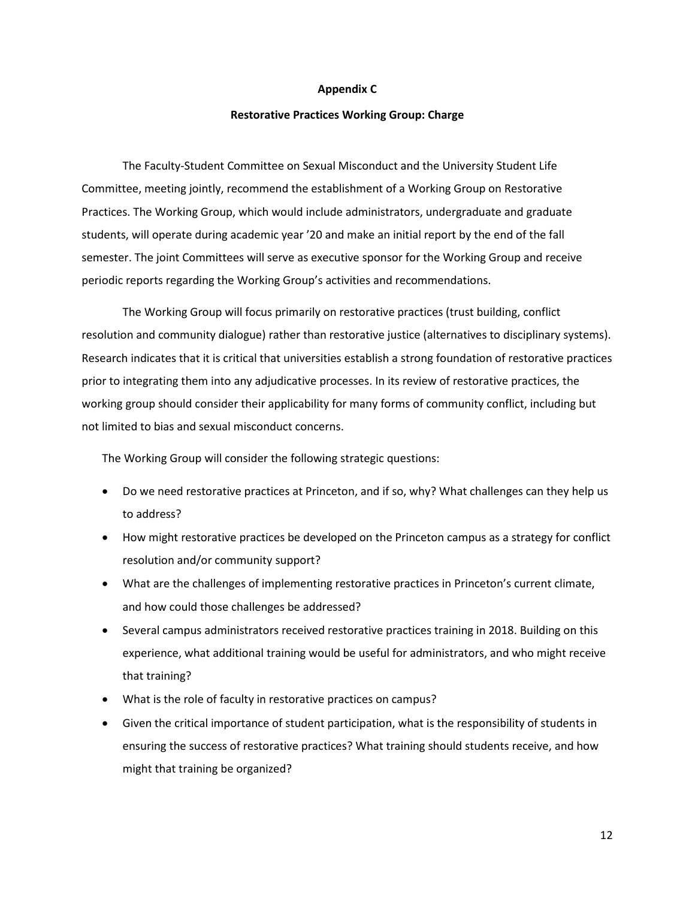**Appendix C**

**Restorative Practices Working Group: Charge**

The Faculty-Student Committee on Sexual Misconduct and the University Student Life Committee, meeting jointly, recommend the establishment of a Working Group on Restorative Practices. The Working Group, which would include administrators, undergraduate and graduate students, will operate during academic year ’20 and make an initial report by the end of the fall semester. The joint Committees will serve as executive sponsor for the Working Group and receive periodic reports regarding the Working Group’s activities and recommendations.

The Working Group will focus primarily on restorative practices (trust building, conflict resolution and community dialogue) rather than restorative justice (alternatives to disciplinary systems). Research indicates that it is critical that universities establish a strong foundation of restorative practices prior to integrating them into any adjudicative processes. In its review of restorative practices, the working group should consider their applicability for many forms of community conflict, including but not limited to bias and sexual misconduct concerns.

The Working Group will consider the following strategic questions:

- Do we need restorative practices at Princeton, and if so, why? What challenges can they help us to address?
- How might restorative practices be developed on the Princeton campus as a strategy for conflict resolution and/or community support?
- What are the challenges of implementing restorative practices in Princeton’s current climate, and how could those challenges be addressed?
- Several campus administrators received restorative practices training in 2018. Building on this experience, what additional training would be useful for administrators, and who might receive that training?
- What is the role of faculty in restorative practices on campus?
- Given the critical importance of student participation, what is the responsibility of students in ensuring the success of restorative practices? What training should students receive, and how might that training be organized?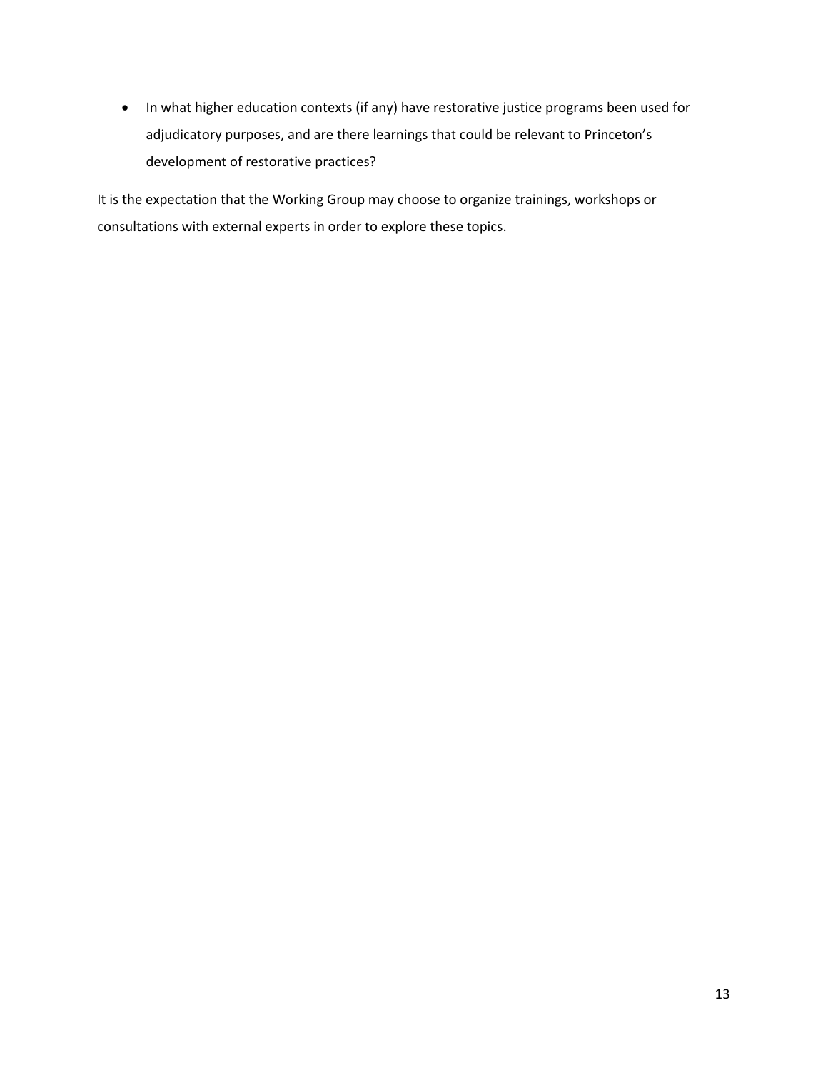- In what higher education contexts (if any) have restorative justice programs been used for adjudicatory purposes, and are there learnings that could be relevant to Princeton's development of restorative practices?

It is the expectation that the Working Group may choose to organize trainings, workshops or consultations with external experts in order to explore these topics.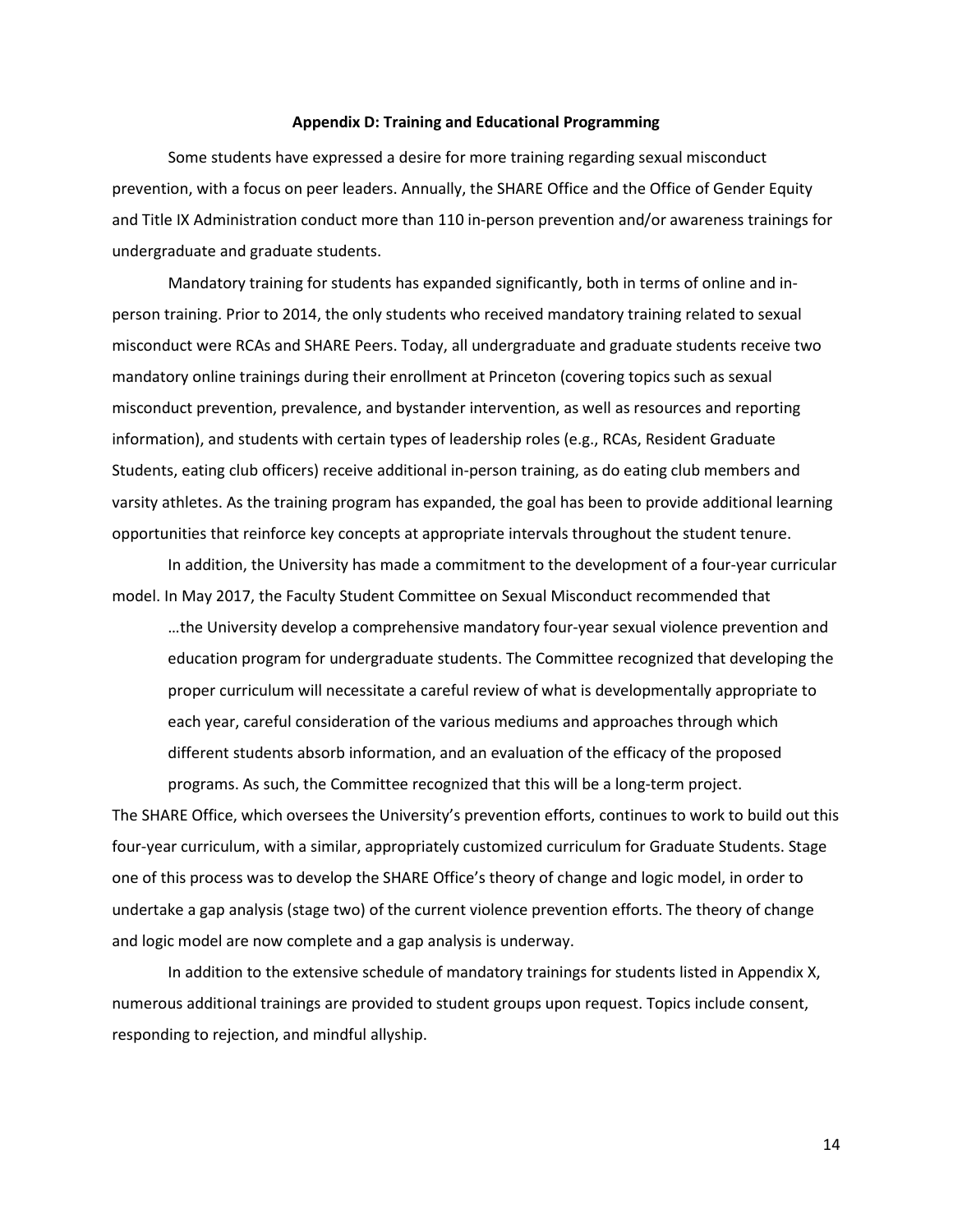## Appendix D: Training and Educational Programming

Some students have expressed a desire for more training regarding sexual misconduct prevention, with a focus on peer leaders. Annually, the SHARE Office and the Office of Gender Equity and Title IX Administration conduct more than 110 in-person prevention and/or awareness trainings for undergraduate and graduate students.

Mandatory training for students has expanded significantly, both in terms of online and in-person training. Prior to 2014, the only students who received mandatory training related to sexual misconduct were RCAs and SHARE Peers. Today, all undergraduate and graduate students receive two mandatory online trainings during their enrollment at Princeton (covering topics such as sexual misconduct prevention, prevalence, and bystander intervention, as well as resources and reporting information), and students with certain types of leadership roles (e.g., RCAs, Resident Graduate Students, eating club officers) receive additional in-person training, as do eating club members and varsity athletes. As the training program has expanded, the goal has been to provide additional learning opportunities that reinforce key concepts at appropriate intervals throughout the student tenure.

In addition, the University has made a commitment to the development of a four-year curricular model. In May 2017, the Faculty Student Committee on Sexual Misconduct recommended that

> …the University develop a comprehensive mandatory four-year sexual violence prevention and education program for undergraduate students. The Committee recognized that developing the proper curriculum will necessitate a careful review of what is developmentally appropriate to each year, careful consideration of the various mediums and approaches through which different students absorb information, and an evaluation of the efficacy of the proposed programs. As such, the Committee recognized that this will be a long-term project.

The SHARE Office, which oversees the University's prevention efforts, continues to work to build out this four-year curriculum, with a similar, appropriately customized curriculum for Graduate Students. Stage one of this process was to develop the SHARE Office's theory of change and logic model, in order to undertake a gap analysis (stage two) of the current violence prevention efforts. The theory of change and logic model are now complete and a gap analysis is underway.

In addition to the extensive schedule of mandatory trainings for students listed in Appendix X, numerous additional trainings are provided to student groups upon request. Topics include consent, responding to rejection, and mindful allyship.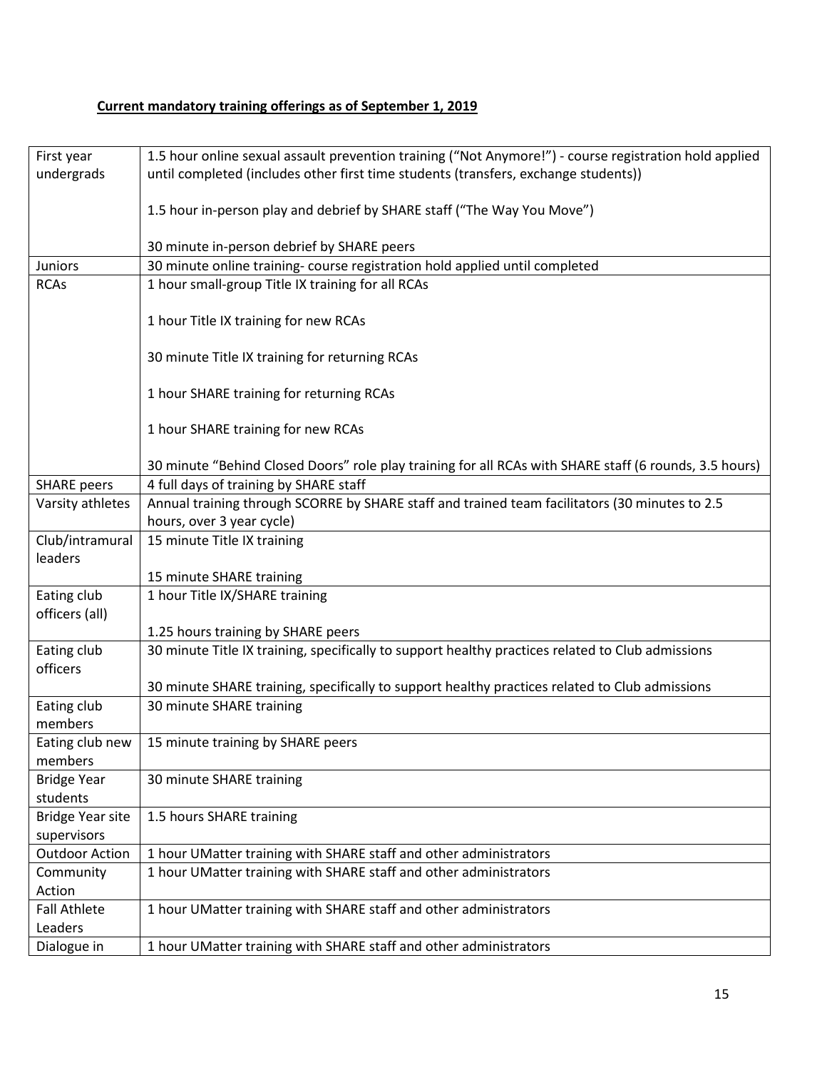**Current mandatory training offerings as of September 1, 2019**

| | |
|---|---|
| First year undergrads | 1.5 hour online sexual assault prevention training ("Not Anymore!") - course registration hold applied until completed (includes other first time students (transfers, exchange students))<br><br>1.5 hour in-person play and debrief by SHARE staff ("The Way You Move")<br><br>30 minute in-person debrief by SHARE peers |
| Juniors | 30 minute online training- course registration hold applied until completed |
| RCAs | 1 hour small-group Title IX training for all RCAs<br><br>1 hour Title IX training for new RCAs<br><br>30 minute Title IX training for returning RCAs<br><br>1 hour SHARE training for returning RCAs<br><br>1 hour SHARE training for new RCAs<br><br>30 minute "Behind Closed Doors" role play training for all RCAs with SHARE staff (6 rounds, 3.5 hours) |
| SHARE peers | 4 full days of training by SHARE staff |
| Varsity athletes | Annual training through SCORRE by SHARE staff and trained team facilitators (30 minutes to 2.5 hours, over 3 year cycle) |
| Club/intramural leaders | 15 minute Title IX training<br><br>15 minute SHARE training |
| Eating club officers (all) | 1 hour Title IX/SHARE training<br><br>1.25 hours training by SHARE peers |
| Eating club officers | 30 minute Title IX training, specifically to support healthy practices related to Club admissions<br><br>30 minute SHARE training, specifically to support healthy practices related to Club admissions |
| Eating club members | 30 minute SHARE training |
| Eating club new members | 15 minute training by SHARE peers |
| Bridge Year students | 30 minute SHARE training |
| Bridge Year site supervisors | 1.5 hours SHARE training |
| Outdoor Action | 1 hour UMatter training with SHARE staff and other administrators |
| Community Action | 1 hour UMatter training with SHARE staff and other administrators |
| Fall Athlete Leaders | 1 hour UMatter training with SHARE staff and other administrators |
| Dialogue in | 1 hour UMatter training with SHARE staff and other administrators |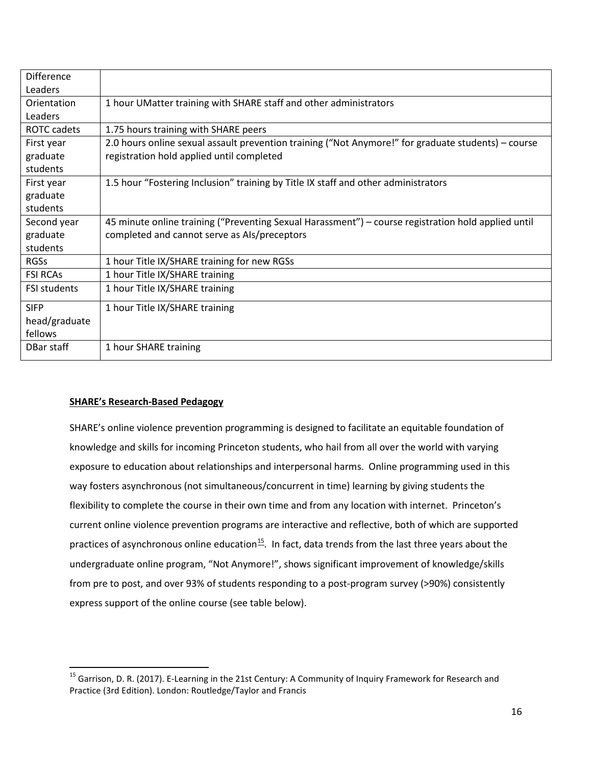| Difference Leaders | |
|---|---|
| Orientation Leaders | 1 hour UMatter training with SHARE staff and other administrators |
| ROTC cadets | 1.75 hours training with SHARE peers |
| First year graduate students | 2.0 hours online sexual assault prevention training (“Not Anymore!” for graduate students) – course registration hold applied until completed |
| First year graduate students | 1.5 hour “Fostering Inclusion” training by Title IX staff and other administrators |
| Second year graduate students | 45 minute online training (“Preventing Sexual Harassment”) – course registration hold applied until completed and cannot serve as AIs/preceptors |
| RGSs | 1 hour Title IX/SHARE training for new RGSs |
| FSI RCAs | 1 hour Title IX/SHARE training |
| FSI students | 1 hour Title IX/SHARE training |
| SIFP head/graduate fellows | 1 hour Title IX/SHARE training |
| DBar staff | 1 hour SHARE training |

**SHARE’s Research-Based Pedagogy**

SHARE’s online violence prevention programming is designed to facilitate an equitable foundation of knowledge and skills for incoming Princeton students, who hail from all over the world with varying exposure to education about relationships and interpersonal harms. Online programming used in this way fosters asynchronous (not simultaneous/concurrent in time) learning by giving students the flexibility to complete the course in their own time and from any location with internet. Princeton’s current online violence prevention programs are interactive and reflective, both of which are supported practices of asynchronous online education[15]. In fact, data trends from the last three years about the undergraduate online program, “Not Anymore!”, shows significant improvement of knowledge/skills from pre to post, and over 93% of students responding to a post-program survey (>90%) consistently express support of the online course (see table below).

[15] Garrison, D. R. (2017). E-Learning in the 21st Century: A Community of Inquiry Framework for Research and Practice (3rd Edition). London: Routledge/Taylor and Francis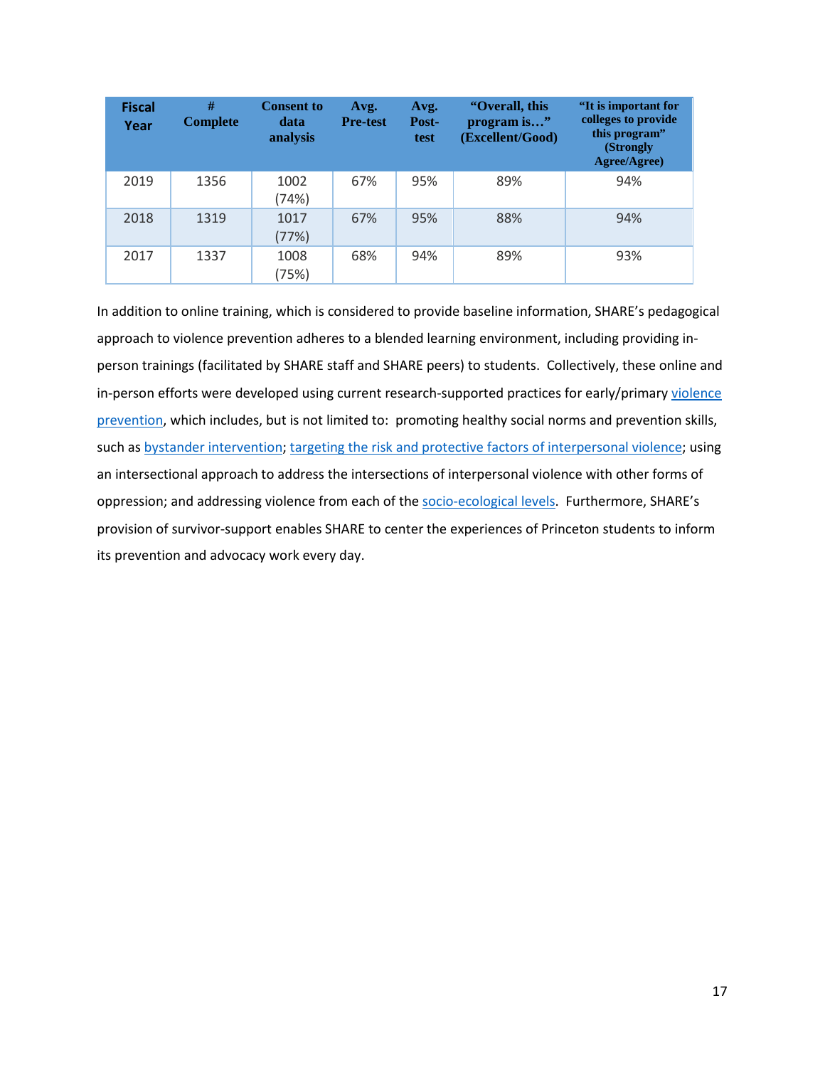| Fiscal Year | # Complete | Consent to data analysis | Avg. Pre-test | Avg. Post-test | "Overall, this program is…" (Excellent/Good) | "It is important for colleges to provide this program" (Strongly Agree/Agree) |
|---|---|---|---|---|---|---|
| 2019 | 1356 | 1002 (74%) | 67% | 95% | 89% | 94% |
| 2018 | 1319 | 1017 (77%) | 67% | 95% | 88% | 94% |
| 2017 | 1337 | 1008 (75%) | 68% | 94% | 89% | 93% |

In addition to online training, which is considered to provide baseline information, SHARE's pedagogical approach to violence prevention adheres to a blended learning environment, including providing in-person trainings (facilitated by SHARE staff and SHARE peers) to students. Collectively, these online and in-person efforts were developed using current research-supported practices for early/primary violence prevention, which includes, but is not limited to: promoting healthy social norms and prevention skills, such as bystander intervention; targeting the risk and protective factors of interpersonal violence; using an intersectional approach to address the intersections of interpersonal violence with other forms of oppression; and addressing violence from each of the socio-ecological levels. Furthermore, SHARE's provision of survivor-support enables SHARE to center the experiences of Princeton students to inform its prevention and advocacy work every day.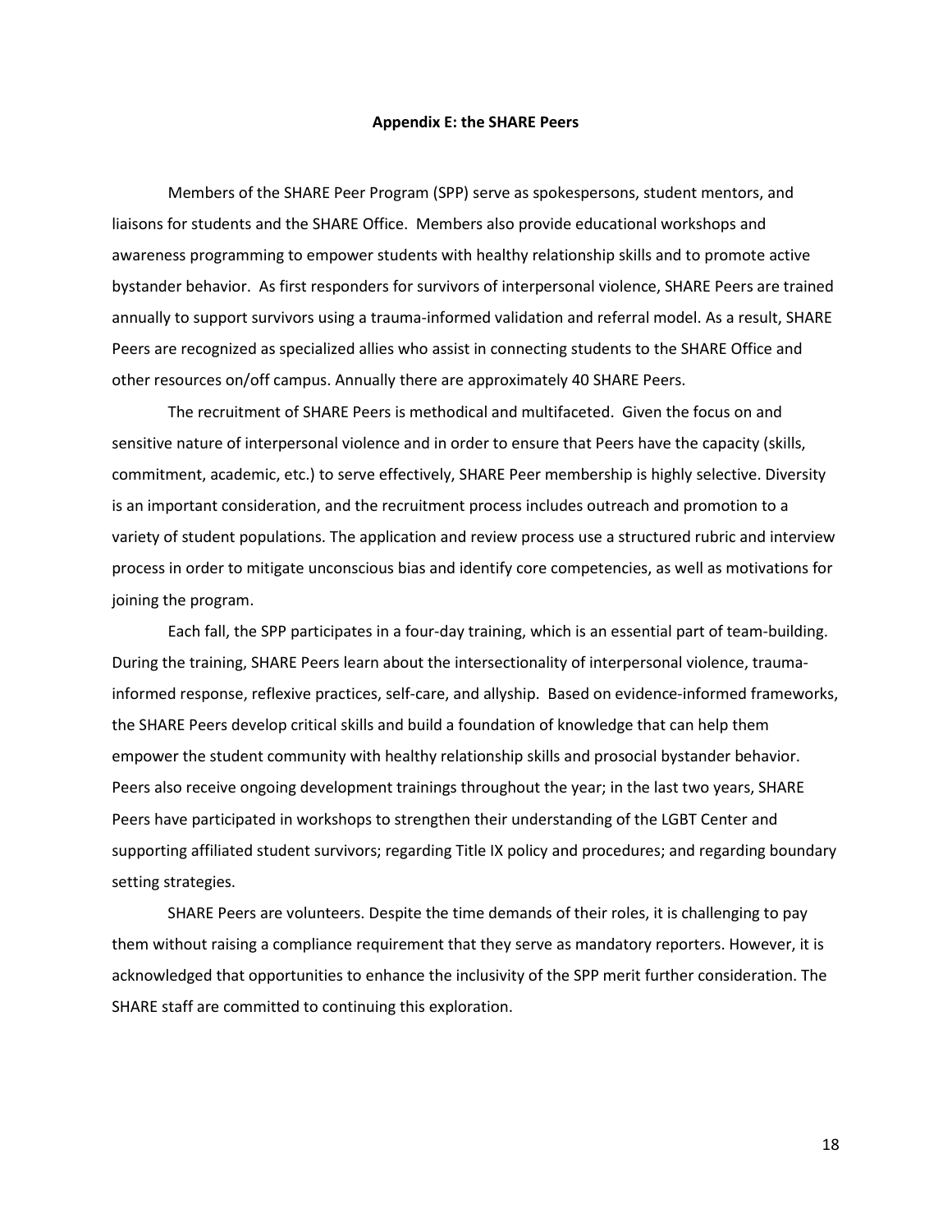## Appendix E: the SHARE Peers

Members of the SHARE Peer Program (SPP) serve as spokespersons, student mentors, and liaisons for students and the SHARE Office. Members also provide educational workshops and awareness programming to empower students with healthy relationship skills and to promote active bystander behavior. As first responders for survivors of interpersonal violence, SHARE Peers are trained annually to support survivors using a trauma-informed validation and referral model. As a result, SHARE Peers are recognized as specialized allies who assist in connecting students to the SHARE Office and other resources on/off campus. Annually there are approximately 40 SHARE Peers.

The recruitment of SHARE Peers is methodical and multifaceted. Given the focus on and sensitive nature of interpersonal violence and in order to ensure that Peers have the capacity (skills, commitment, academic, etc.) to serve effectively, SHARE Peer membership is highly selective. Diversity is an important consideration, and the recruitment process includes outreach and promotion to a variety of student populations. The application and review process use a structured rubric and interview process in order to mitigate unconscious bias and identify core competencies, as well as motivations for joining the program.

Each fall, the SPP participates in a four-day training, which is an essential part of team-building. During the training, SHARE Peers learn about the intersectionality of interpersonal violence, trauma-informed response, reflexive practices, self-care, and allyship. Based on evidence-informed frameworks, the SHARE Peers develop critical skills and build a foundation of knowledge that can help them empower the student community with healthy relationship skills and prosocial bystander behavior. Peers also receive ongoing development trainings throughout the year; in the last two years, SHARE Peers have participated in workshops to strengthen their understanding of the LGBT Center and supporting affiliated student survivors; regarding Title IX policy and procedures; and regarding boundary setting strategies.

SHARE Peers are volunteers. Despite the time demands of their roles, it is challenging to pay them without raising a compliance requirement that they serve as mandatory reporters. However, it is acknowledged that opportunities to enhance the inclusivity of the SPP merit further consideration. The SHARE staff are committed to continuing this exploration.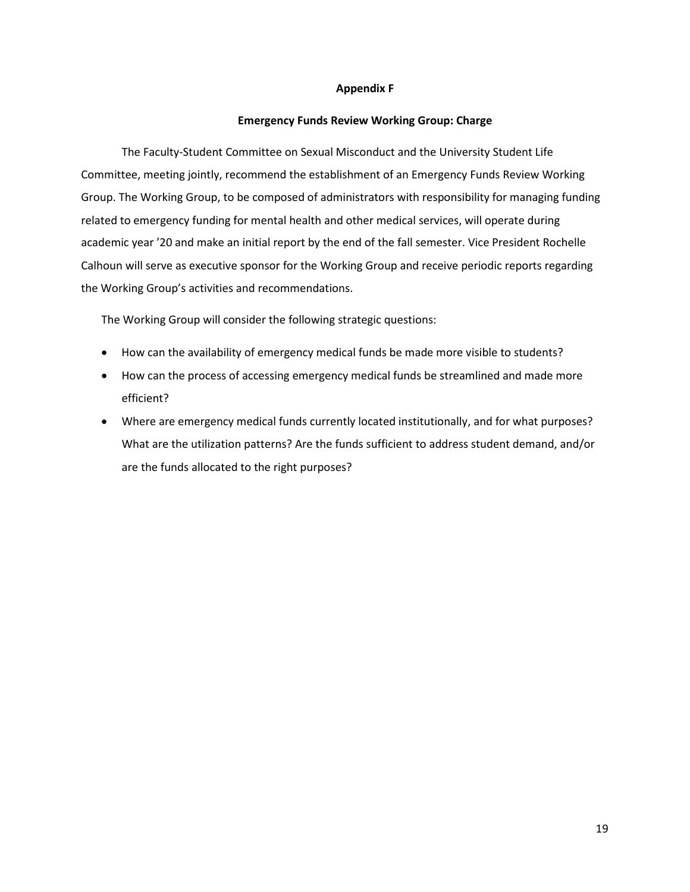## Appendix F

### Emergency Funds Review Working Group: Charge

The Faculty-Student Committee on Sexual Misconduct and the University Student Life Committee, meeting jointly, recommend the establishment of an Emergency Funds Review Working Group. The Working Group, to be composed of administrators with responsibility for managing funding related to emergency funding for mental health and other medical services, will operate during academic year '20 and make an initial report by the end of the fall semester. Vice President Rochelle Calhoun will serve as executive sponsor for the Working Group and receive periodic reports regarding the Working Group's activities and recommendations.

The Working Group will consider the following strategic questions:

- How can the availability of emergency medical funds be made more visible to students?
- How can the process of accessing emergency medical funds be streamlined and made more efficient?
- Where are emergency medical funds currently located institutionally, and for what purposes? What are the utilization patterns? Are the funds sufficient to address student demand, and/or are the funds allocated to the right purposes?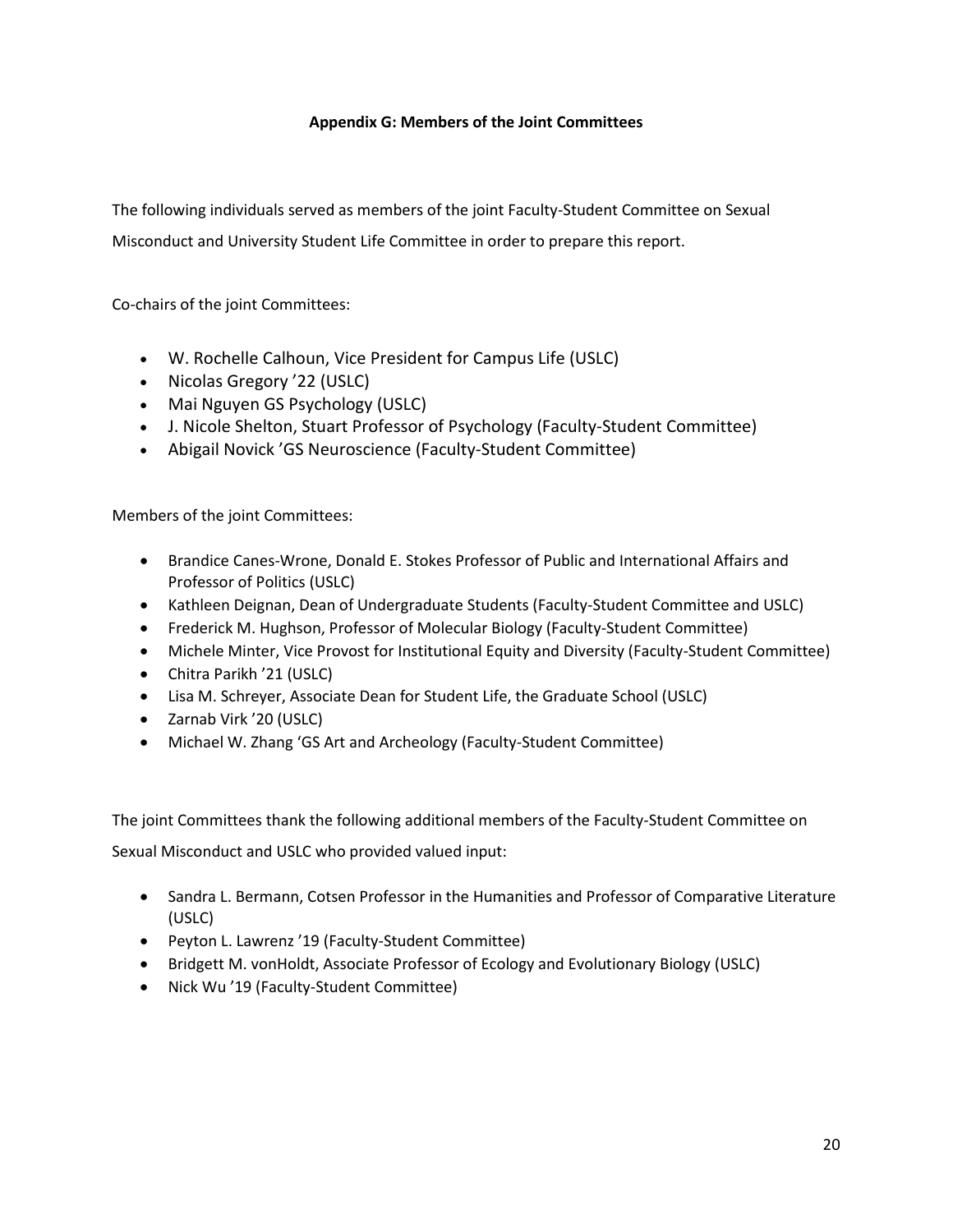**Appendix G: Members of the Joint Committees**

The following individuals served as members of the joint Faculty-Student Committee on Sexual Misconduct and University Student Life Committee in order to prepare this report.

Co-chairs of the joint Committees:

- W. Rochelle Calhoun, Vice President for Campus Life (USLC)
- Nicolas Gregory ’22 (USLC)
- Mai Nguyen GS Psychology (USLC)
- J. Nicole Shelton, Stuart Professor of Psychology (Faculty-Student Committee)
- Abigail Novick ’GS Neuroscience (Faculty-Student Committee)

Members of the joint Committees:

- Brandice Canes-Wrone, Donald E. Stokes Professor of Public and International Affairs and Professor of Politics (USLC)
- Kathleen Deignan, Dean of Undergraduate Students (Faculty-Student Committee and USLC)
- Frederick M. Hughson, Professor of Molecular Biology (Faculty-Student Committee)
- Michele Minter, Vice Provost for Institutional Equity and Diversity (Faculty-Student Committee)
- Chitra Parikh ’21 (USLC)
- Lisa M. Schreyer, Associate Dean for Student Life, the Graduate School (USLC)
- Zarnab Virk ’20 (USLC)
- Michael W. Zhang ‘GS Art and Archeology (Faculty-Student Committee)

The joint Committees thank the following additional members of the Faculty-Student Committee on Sexual Misconduct and USLC who provided valued input:

- Sandra L. Bermann, Cotsen Professor in the Humanities and Professor of Comparative Literature (USLC)
- Peyton L. Lawrenz ’19 (Faculty-Student Committee)
- Bridgett M. vonHoldt, Associate Professor of Ecology and Evolutionary Biology (USLC)
- Nick Wu ’19 (Faculty-Student Committee)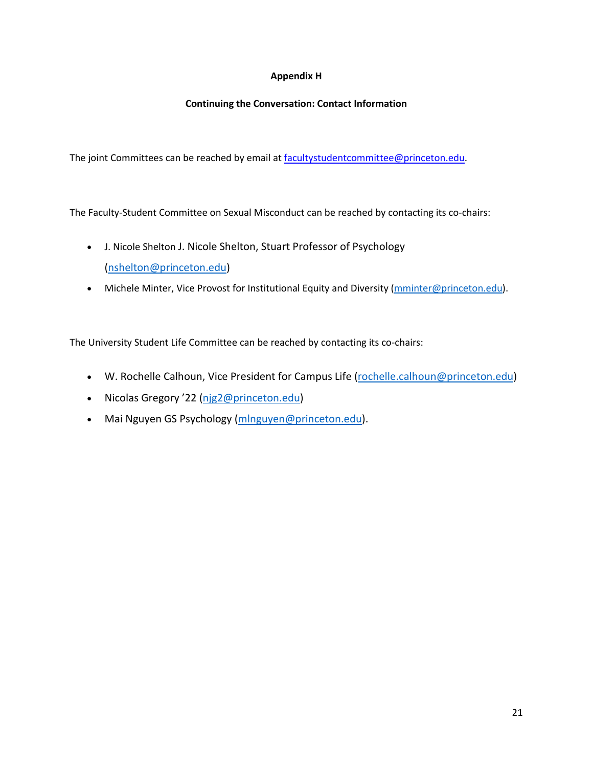**Appendix H**

**Continuing the Conversation: Contact Information**

The joint Committees can be reached by email at facultystudentcommittee@princeton.edu.

The Faculty-Student Committee on Sexual Misconduct can be reached by contacting its co-chairs:

- J. Nicole Shelton J. Nicole Shelton, Stuart Professor of Psychology (nshelton@princeton.edu)
- Michele Minter, Vice Provost for Institutional Equity and Diversity (mminter@princeton.edu).

The University Student Life Committee can be reached by contacting its co-chairs:

- W. Rochelle Calhoun, Vice President for Campus Life (rochelle.calhoun@princeton.edu)
- Nicolas Gregory ’22 (njg2@princeton.edu)
- Mai Nguyen GS Psychology (mlnguyen@princeton.edu).